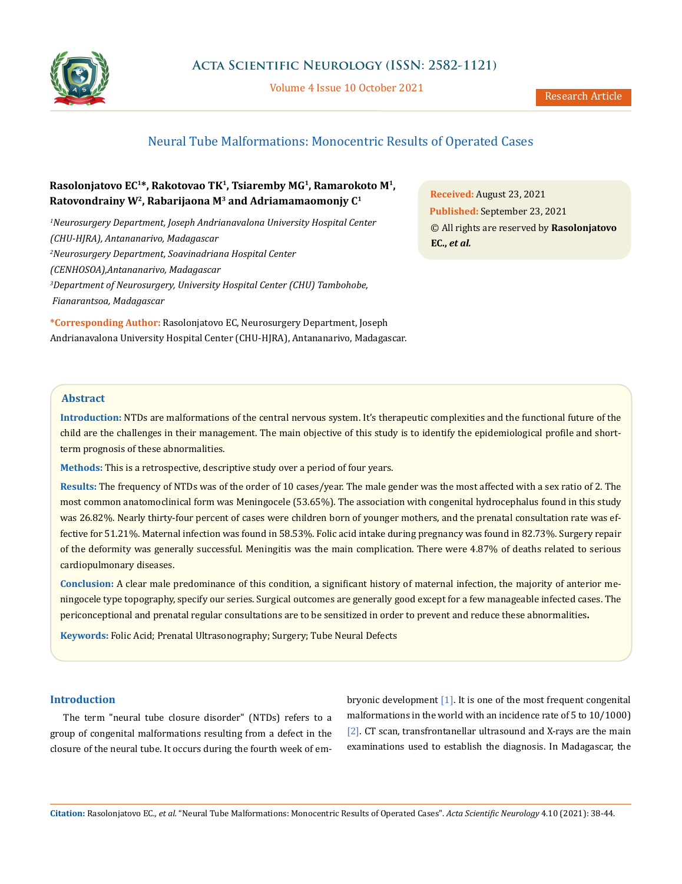# Neural Tube Malformations: Monocentric Results of Operated Cases

**Rasolonjatovo EC[1]*, Rakotovao TK[1], Tsiaremby MG[1], Ramarokoto M[1], Ratovondrainy W[2], Rabarijaona M[3] and Adriamamaomonjy C[1]**

*[1]Neurosurgery Department, Joseph Andrianavalona University Hospital Center (CHU-HJRA), Antananarivo, Madagascar*

*[2]Neurosurgery Department, Soavinadriana Hospital Center (CENHOSOA),Antananarivo, Madagascar*

*[3]Department of Neurosurgery, University Hospital Center (CHU) Tambohobe, Fianarantsoa, Madagascar*

**\*Corresponding Author:** Rasolonjatovo EC, Neurosurgery Department, Joseph Andrianavalona University Hospital Center (CHU-HJRA), Antananarivo, Madagascar.

**Received:** August 23, 2021
**Published:** September 23, 2021
© All rights are reserved by **Rasolonjatovo EC., *et al.***

## Abstract

**Introduction:** NTDs are malformations of the central nervous system. It's therapeutic complexities and the functional future of the child are the challenges in their management. The main objective of this study is to identify the epidemiological profile and short-term prognosis of these abnormalities.

**Methods:** This is a retrospective, descriptive study over a period of four years.

**Results:** The frequency of NTDs was of the order of 10 cases/year. The male gender was the most affected with a sex ratio of 2. The most common anatomoclinical form was Meningocele (53.65%). The association with congenital hydrocephalus found in this study was 26.82%. Nearly thirty-four percent of cases were children born of younger mothers, and the prenatal consultation rate was effective for 51.21%. Maternal infection was found in 58.53%. Folic acid intake during pregnancy was found in 82.73%. Surgery repair of the deformity was generally successful. Meningitis was the main complication. There were 4.87% of deaths related to serious cardiopulmonary diseases.

**Conclusion:** A clear male predominance of this condition, a significant history of maternal infection, the majority of anterior meningocele type topography, specify our series. Surgical outcomes are generally good except for a few manageable infected cases. The periconceptional and prenatal regular consultations are to be sensitized in order to prevent and reduce these abnormalities**.**

**Keywords:** Folic Acid; Prenatal Ultrasonography; Surgery; Tube Neural Defects

## Introduction

The term "neural tube closure disorder" (NTDs) refers to a group of congenital malformations resulting from a defect in the closure of the neural tube. It occurs during the fourth week of embryonic development [1]. It is one of the most frequent congenital malformations in the world with an incidence rate of 5 to 10/1000) [2]. CT scan, transfrontanellar ultrasound and X-rays are the main examinations used to establish the diagnosis. In Madagascar, the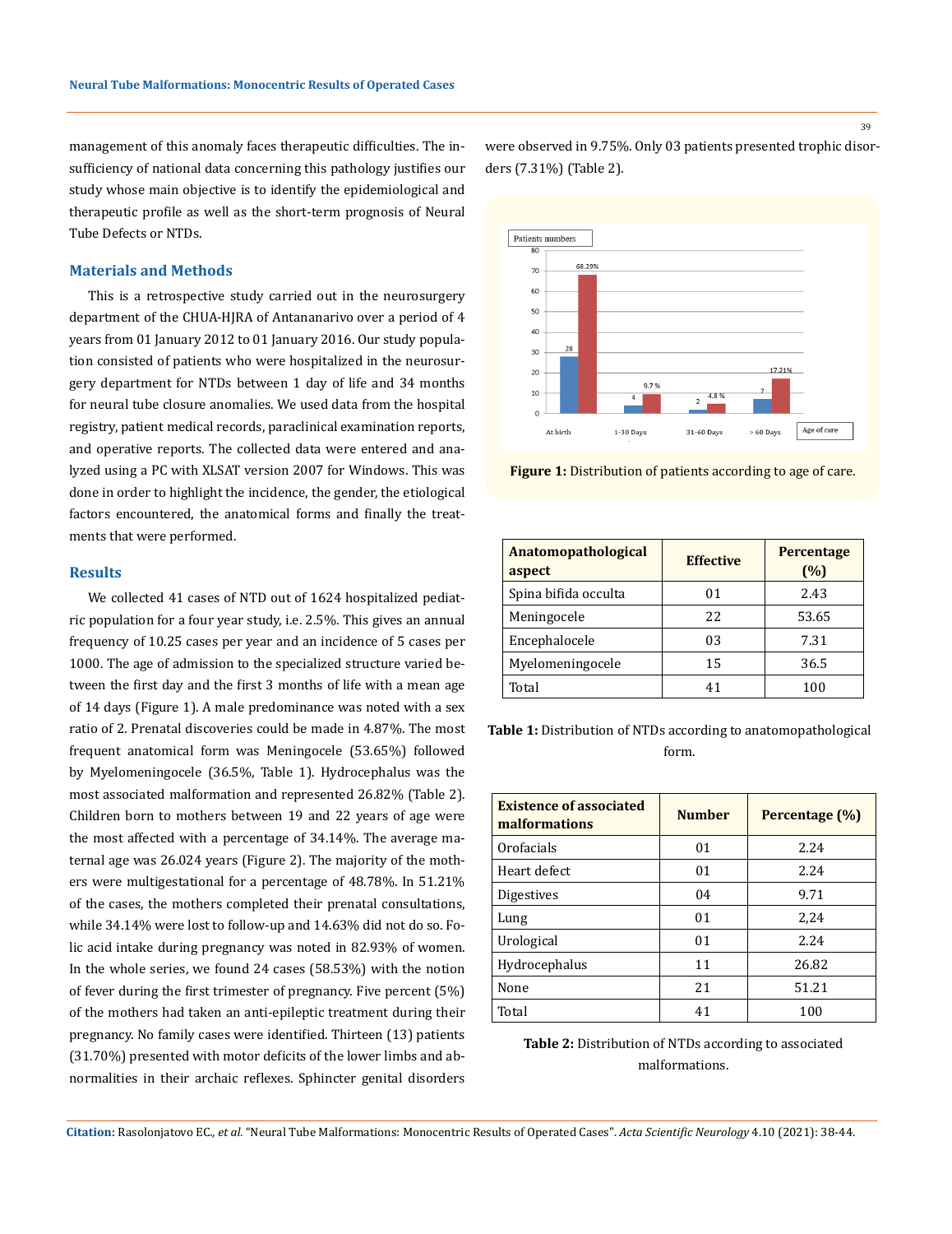management of this anomaly faces therapeutic difficulties. The insufficiency of national data concerning this pathology justifies our study whose main objective is to identify the epidemiological and therapeutic profile as well as the short-term prognosis of Neural Tube Defects or NTDs.

## Materials and Methods

This is a retrospective study carried out in the neurosurgery department of the CHUA-HJRA of Antananarivo over a period of 4 years from 01 January 2012 to 01 January 2016. Our study population consisted of patients who were hospitalized in the neurosurgery department for NTDs between 1 day of life and 34 months for neural tube closure anomalies. We used data from the hospital registry, patient medical records, paraclinical examination reports, and operative reports. The collected data were entered and analyzed using a PC with XLSAT version 2007 for Windows. This was done in order to highlight the incidence, the gender, the etiological factors encountered, the anatomical forms and finally the treatments that were performed.

## Results

We collected 41 cases of NTD out of 1624 hospitalized pediatric population for a four year study, i.e. 2.5%. This gives an annual frequency of 10.25 cases per year and an incidence of 5 cases per 1000. The age of admission to the specialized structure varied between the first day and the first 3 months of life with a mean age of 14 days (Figure 1). A male predominance was noted with a sex ratio of 2. Prenatal discoveries could be made in 4.87%. The most frequent anatomical form was Meningocele (53.65%) followed by Myelomeningocele (36.5%, Table 1). Hydrocephalus was the most associated malformation and represented 26.82% (Table 2). Children born to mothers between 19 and 22 years of age were the most affected with a percentage of 34.14%. The average maternal age was 26.024 years (Figure 2). The majority of the mothers were multigestational for a percentage of 48.78%. In 51.21% of the cases, the mothers completed their prenatal consultations, while 34.14% were lost to follow-up and 14.63% did not do so. Folic acid intake during pregnancy was noted in 82.93% of women. In the whole series, we found 24 cases (58.53%) with the notion of fever during the first trimester of pregnancy. Five percent (5%) of the mothers had taken an anti-epileptic treatment during their pregnancy. No family cases were identified. Thirteen (13) patients (31.70%) presented with motor deficits of the lower limbs and abnormalities in their archaic reflexes. Sphincter genital disorders were observed in 9.75%. Only 03 patients presented trophic disorders (7.31%) (Table 2).

**Figure 1:** Distribution of patients according to age of care.

| Anatomopathological aspect | Effective | Percentage (%) |
|---|---|---|
| Spina bifida occulta | 01 | 2.43 |
| Meningocele | 22 | 53.65 |
| Encephalocele | 03 | 7.31 |
| Myelomeningocele | 15 | 36.5 |
| Total | 41 | 100 |

**Table 1:** Distribution of NTDs according to anatomopathological form.

| Existence of associated malformations | Number | Percentage (%) |
|---|---|---|
| Orofacials | 01 | 2.24 |
| Heart defect | 01 | 2.24 |
| Digestives | 04 | 9.71 |
| Lung | 01 | 2,24 |
| Urological | 01 | 2.24 |
| Hydrocephalus | 11 | 26.82 |
| None | 21 | 51.21 |
| Total | 41 | 100 |

**Table 2:** Distribution of NTDs according to associated malformations.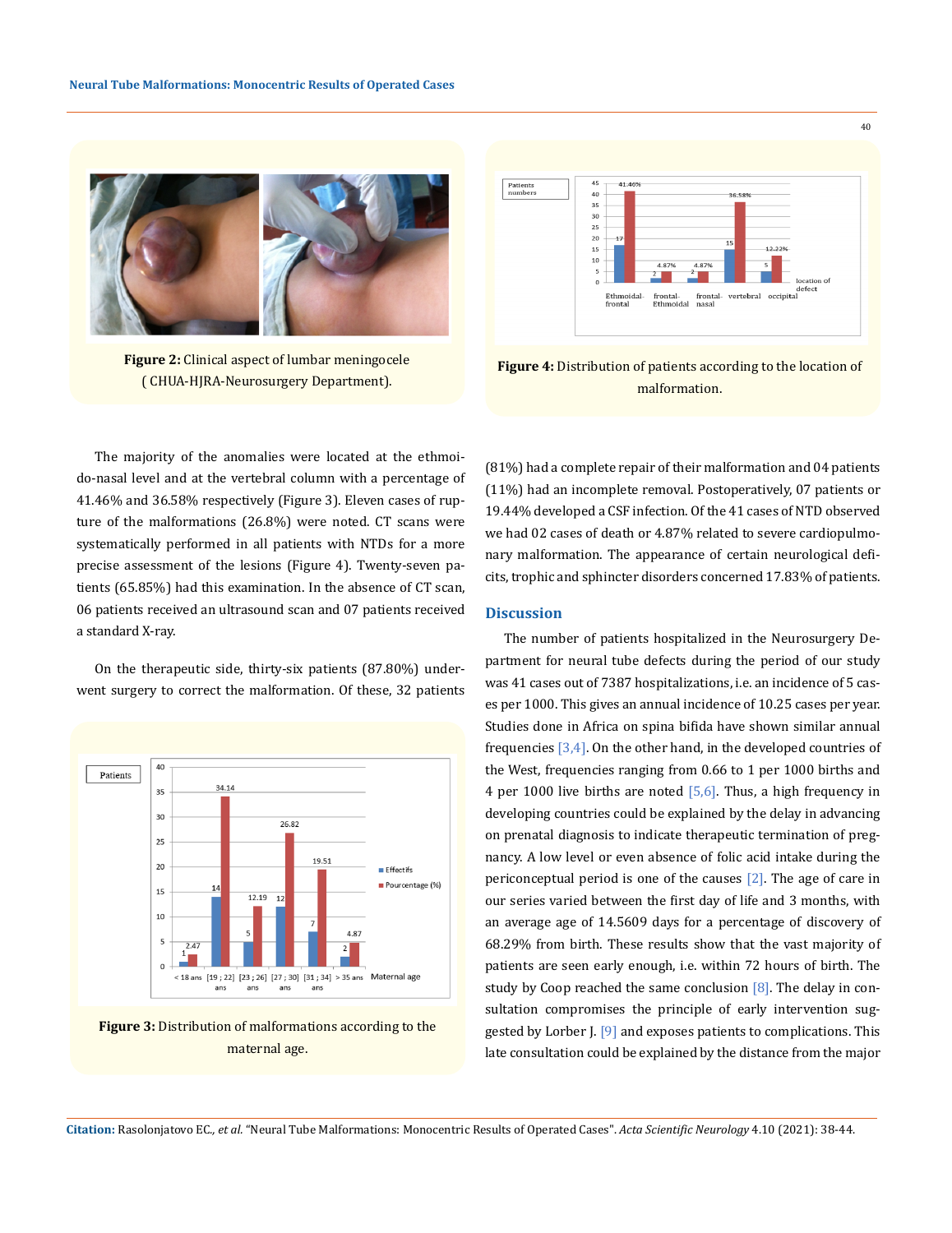Figure 2: Clinical aspect of lumbar meningocele (CHUA-HJRA-Neurosurgery Department).

Figure 4: Distribution of patients according to the location of malformation.

The majority of the anomalies were located at the ethmoido-nasal level and at the vertebral column with a percentage of 41.46% and 36.58% respectively (Figure 3). Eleven cases of rupture of the malformations (26.8%) were noted. CT scans were systematically performed in all patients with NTDs for a more precise assessment of the lesions (Figure 4). Twenty-seven patients (65.85%) had this examination. In the absence of CT scan, 06 patients received an ultrasound scan and 07 patients received a standard X-ray.

On the therapeutic side, thirty-six patients (87.80%) underwent surgery to correct the malformation. Of these, 32 patients (81%) had a complete repair of their malformation and 04 patients (11%) had an incomplete removal. Postoperatively, 07 patients or 19.44% developed a CSF infection. Of the 41 cases of NTD observed we had 02 cases of death or 4.87% related to severe cardiopulmonary malformation. The appearance of certain neurological deficits, trophic and sphincter disorders concerned 17.83% of patients.

Figure 3: Distribution of malformations according to the maternal age.

## Discussion

The number of patients hospitalized in the Neurosurgery Department for neural tube defects during the period of our study was 41 cases out of 7387 hospitalizations, i.e. an incidence of 5 cases per 1000. This gives an annual incidence of 10.25 cases per year. Studies done in Africa on spina bifida have shown similar annual frequencies [3,4]. On the other hand, in the developed countries of the West, frequencies ranging from 0.66 to 1 per 1000 births and 4 per 1000 live births are noted [5,6]. Thus, a high frequency in developing countries could be explained by the delay in advancing on prenatal diagnosis to indicate therapeutic termination of pregnancy. A low level or even absence of folic acid intake during the periconceptual period is one of the causes [2]. The age of care in our series varied between the first day of life and 3 months, with an average age of 14.5609 days for a percentage of discovery of 68.29% from birth. These results show that the vast majority of patients are seen early enough, i.e. within 72 hours of birth. The study by Coop reached the same conclusion [8]. The delay in consultation compromises the principle of early intervention suggested by Lorber J. [9] and exposes patients to complications. This late consultation could be explained by the distance from the major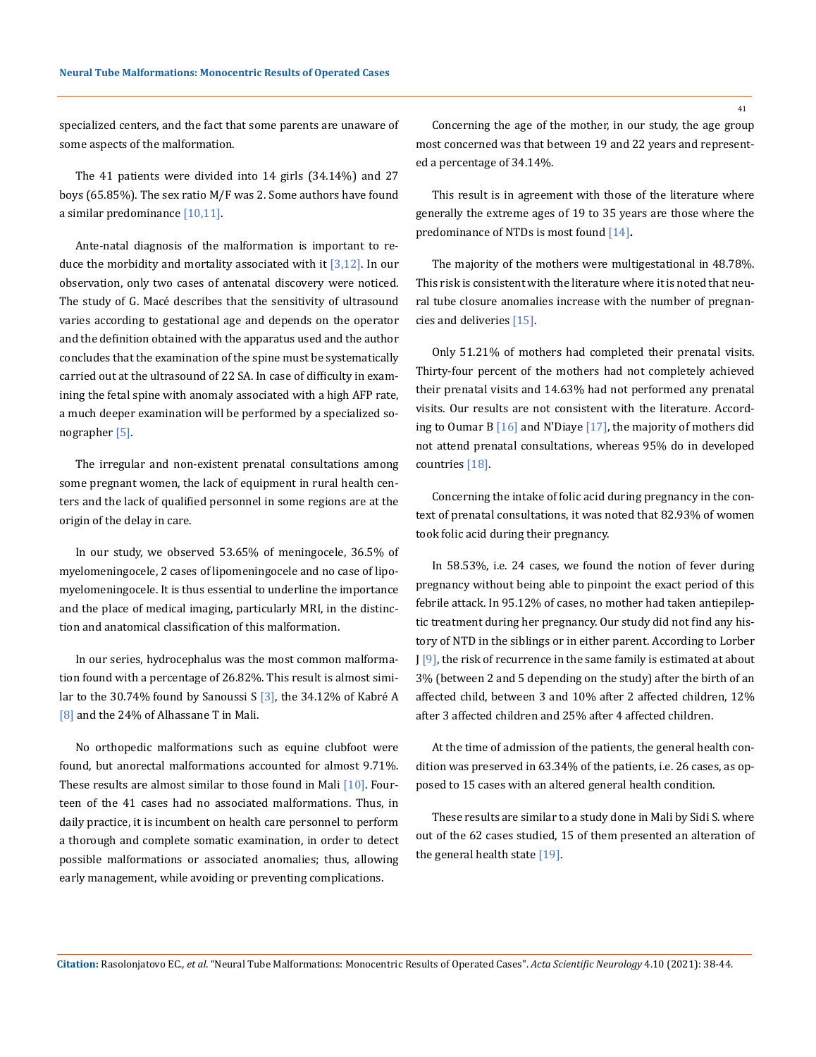specialized centers, and the fact that some parents are unaware of some aspects of the malformation.

The 41 patients were divided into 14 girls (34.14%) and 27 boys (65.85%). The sex ratio M/F was 2. Some authors have found a similar predominance [10,11].

Ante-natal diagnosis of the malformation is important to reduce the morbidity and mortality associated with it [3,12]. In our observation, only two cases of antenatal discovery were noticed. The study of G. Macé describes that the sensitivity of ultrasound varies according to gestational age and depends on the operator and the definition obtained with the apparatus used and the author concludes that the examination of the spine must be systematically carried out at the ultrasound of 22 SA. In case of difficulty in examining the fetal spine with anomaly associated with a high AFP rate, a much deeper examination will be performed by a specialized sonographer [5].

The irregular and non-existent prenatal consultations among some pregnant women, the lack of equipment in rural health centers and the lack of qualified personnel in some regions are at the origin of the delay in care.

In our study, we observed 53.65% of meningocele, 36.5% of myelomeningocele, 2 cases of lipomeningocele and no case of lipomyelomeningocele. It is thus essential to underline the importance and the place of medical imaging, particularly MRI, in the distinction and anatomical classification of this malformation.

In our series, hydrocephalus was the most common malformation found with a percentage of 26.82%. This result is almost similar to the 30.74% found by Sanoussi S [3], the 34.12% of Kabré A [8] and the 24% of Alhassane T in Mali.

No orthopedic malformations such as equine clubfoot were found, but anorectal malformations accounted for almost 9.71%. These results are almost similar to those found in Mali [10]. Fourteen of the 41 cases had no associated malformations. Thus, in daily practice, it is incumbent on health care personnel to perform a thorough and complete somatic examination, in order to detect possible malformations or associated anomalies; thus, allowing early management, while avoiding or preventing complications.

Concerning the age of the mother, in our study, the age group most concerned was that between 19 and 22 years and represented a percentage of 34.14%.

This result is in agreement with those of the literature where generally the extreme ages of 19 to 35 years are those where the predominance of NTDs is most found [14].

The majority of the mothers were multigestational in 48.78%. This risk is consistent with the literature where it is noted that neural tube closure anomalies increase with the number of pregnancies and deliveries [15].

Only 51.21% of mothers had completed their prenatal visits. Thirty-four percent of the mothers had not completely achieved their prenatal visits and 14.63% had not performed any prenatal visits. Our results are not consistent with the literature. According to Oumar B [16] and N'Diaye [17], the majority of mothers did not attend prenatal consultations, whereas 95% do in developed countries [18].

Concerning the intake of folic acid during pregnancy in the context of prenatal consultations, it was noted that 82.93% of women took folic acid during their pregnancy.

In 58.53%, i.e. 24 cases, we found the notion of fever during pregnancy without being able to pinpoint the exact period of this febrile attack. In 95.12% of cases, no mother had taken antiepileptic treatment during her pregnancy. Our study did not find any history of NTD in the siblings or in either parent. According to Lorber J [9], the risk of recurrence in the same family is estimated at about 3% (between 2 and 5 depending on the study) after the birth of an affected child, between 3 and 10% after 2 affected children, 12% after 3 affected children and 25% after 4 affected children.

At the time of admission of the patients, the general health condition was preserved in 63.34% of the patients, i.e. 26 cases, as opposed to 15 cases with an altered general health condition.

These results are similar to a study done in Mali by Sidi S. where out of the 62 cases studied, 15 of them presented an alteration of the general health state [19].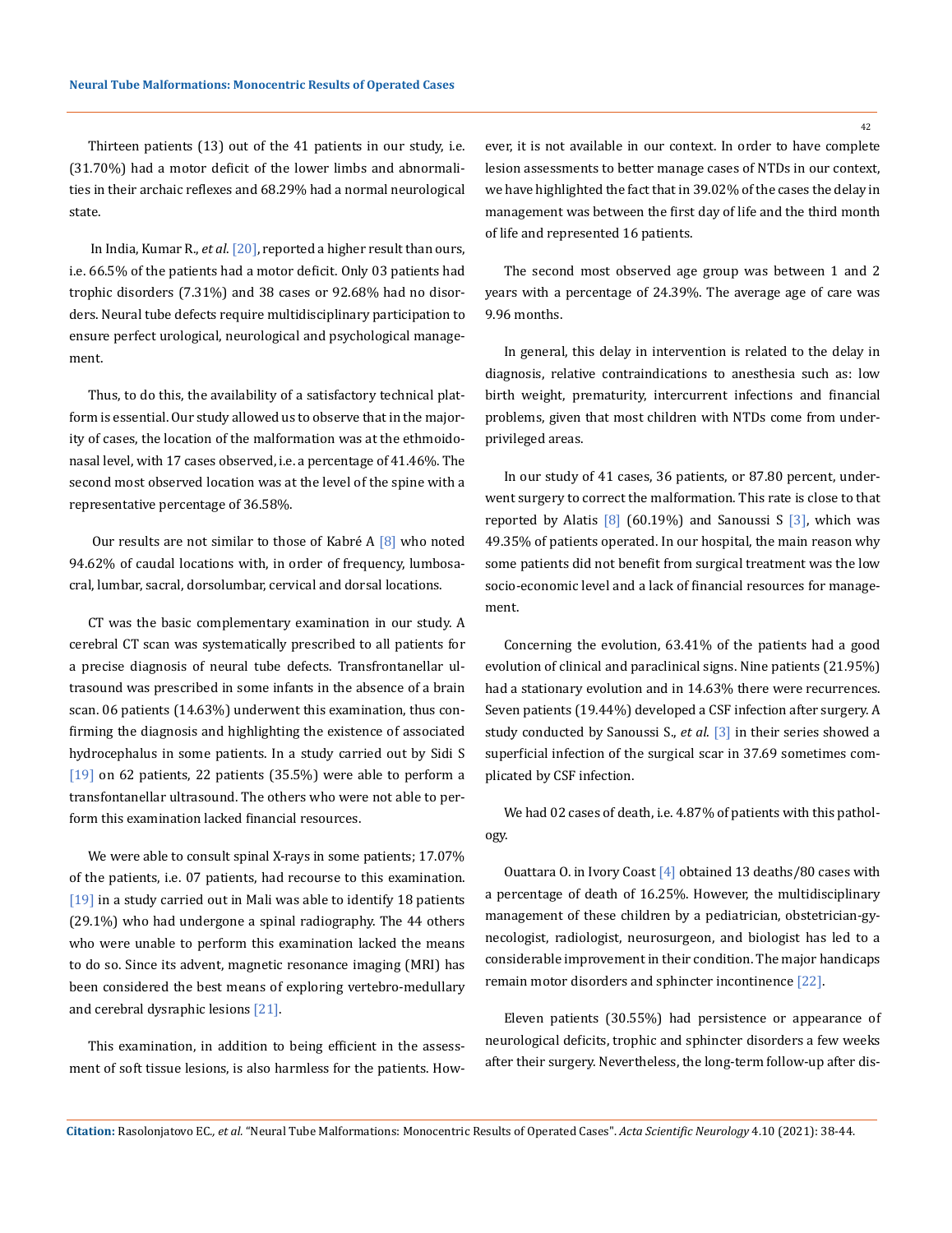Thirteen patients (13) out of the 41 patients in our study, i.e. (31.70%) had a motor deficit of the lower limbs and abnormalities in their archaic reflexes and 68.29% had a normal neurological state.

In India, Kumar R., *et al*. [20], reported a higher result than ours, i.e. 66.5% of the patients had a motor deficit. Only 03 patients had trophic disorders (7.31%) and 38 cases or 92.68% had no disorders. Neural tube defects require multidisciplinary participation to ensure perfect urological, neurological and psychological management.

Thus, to do this, the availability of a satisfactory technical platform is essential. Our study allowed us to observe that in the majority of cases, the location of the malformation was at the ethmoidonasal level, with 17 cases observed, i.e. a percentage of 41.46%. The second most observed location was at the level of the spine with a representative percentage of 36.58%.

Our results are not similar to those of Kabré A [8] who noted 94.62% of caudal locations with, in order of frequency, lumbosacral, lumbar, sacral, dorsolumbar, cervical and dorsal locations.

CT was the basic complementary examination in our study. A cerebral CT scan was systematically prescribed to all patients for a precise diagnosis of neural tube defects. Transfrontanellar ultrasound was prescribed in some infants in the absence of a brain scan. 06 patients (14.63%) underwent this examination, thus confirming the diagnosis and highlighting the existence of associated hydrocephalus in some patients. In a study carried out by Sidi S [19] on 62 patients, 22 patients (35.5%) were able to perform a transfontanellar ultrasound. The others who were not able to perform this examination lacked financial resources.

We were able to consult spinal X-rays in some patients; 17.07% of the patients, i.e. 07 patients, had recourse to this examination. [19] in a study carried out in Mali was able to identify 18 patients (29.1%) who had undergone a spinal radiography. The 44 others who were unable to perform this examination lacked the means to do so. Since its advent, magnetic resonance imaging (MRI) has been considered the best means of exploring vertebro-medullary and cerebral dysraphic lesions [21].

This examination, in addition to being efficient in the assessment of soft tissue lesions, is also harmless for the patients. However, it is not available in our context. In order to have complete lesion assessments to better manage cases of NTDs in our context, we have highlighted the fact that in 39.02% of the cases the delay in management was between the first day of life and the third month of life and represented 16 patients.

The second most observed age group was between 1 and 2 years with a percentage of 24.39%. The average age of care was 9.96 months.

In general, this delay in intervention is related to the delay in diagnosis, relative contraindications to anesthesia such as: low birth weight, prematurity, intercurrent infections and financial problems, given that most children with NTDs come from underprivileged areas.

In our study of 41 cases, 36 patients, or 87.80 percent, underwent surgery to correct the malformation. This rate is close to that reported by Alatis [8] (60.19%) and Sanoussi S [3], which was 49.35% of patients operated. In our hospital, the main reason why some patients did not benefit from surgical treatment was the low socio-economic level and a lack of financial resources for management.

Concerning the evolution, 63.41% of the patients had a good evolution of clinical and paraclinical signs. Nine patients (21.95%) had a stationary evolution and in 14.63% there were recurrences. Seven patients (19.44%) developed a CSF infection after surgery. A study conducted by Sanoussi S., *et al.* [3] in their series showed a superficial infection of the surgical scar in 37.69 sometimes complicated by CSF infection.

We had 02 cases of death, i.e. 4.87% of patients with this pathology.

Ouattara O. in Ivory Coast [4] obtained 13 deaths/80 cases with a percentage of death of 16.25%. However, the multidisciplinary management of these children by a pediatrician, obstetrician-gynecologist, radiologist, neurosurgeon, and biologist has led to a considerable improvement in their condition. The major handicaps remain motor disorders and sphincter incontinence [22].

Eleven patients (30.55%) had persistence or appearance of neurological deficits, trophic and sphincter disorders a few weeks after their surgery. Nevertheless, the long-term follow-up after dis-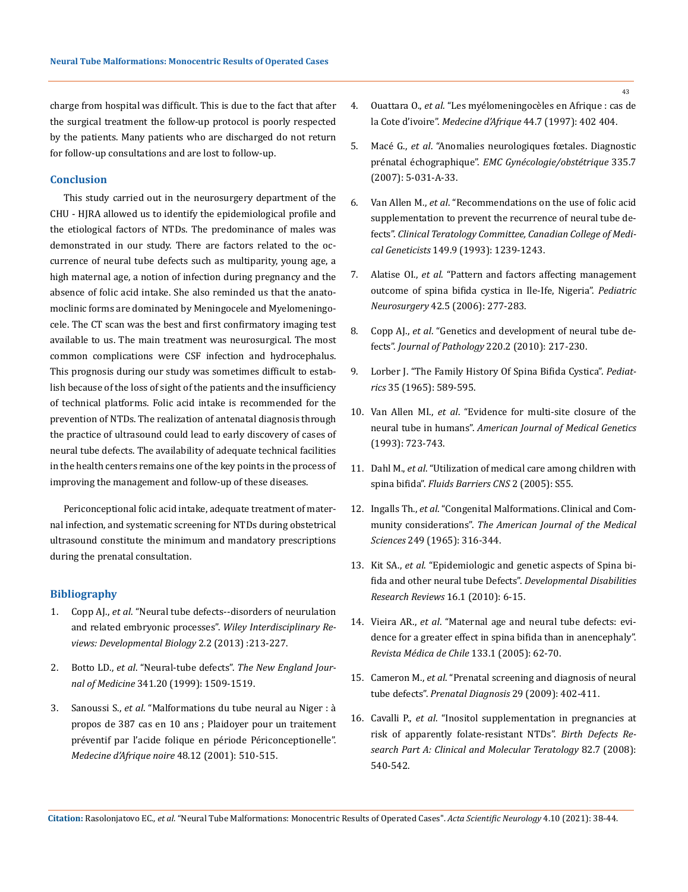charge from hospital was difficult. This is due to the fact that after the surgical treatment the follow-up protocol is poorly respected by the patients. Many patients who are discharged do not return for follow-up consultations and are lost to follow-up.

## Conclusion

This study carried out in the neurosurgery department of the CHU - HJRA allowed us to identify the epidemiological profile and the etiological factors of NTDs. The predominance of males was demonstrated in our study. There are factors related to the occurrence of neural tube defects such as multiparity, young age, a high maternal age, a notion of infection during pregnancy and the absence of folic acid intake. She also reminded us that the anatomoclinic forms are dominated by Meningocele and Myelomeningocele. The CT scan was the best and first confirmatory imaging test available to us. The main treatment was neurosurgical. The most common complications were CSF infection and hydrocephalus. This prognosis during our study was sometimes difficult to establish because of the loss of sight of the patients and the insufficiency of technical platforms. Folic acid intake is recommended for the prevention of NTDs. The realization of antenatal diagnosis through the practice of ultrasound could lead to early discovery of cases of neural tube defects. The availability of adequate technical facilities in the health centers remains one of the key points in the process of improving the management and follow-up of these diseases.

Periconceptional folic acid intake, adequate treatment of maternal infection, and systematic screening for NTDs during obstetrical ultrasound constitute the minimum and mandatory prescriptions during the prenatal consultation.

## Bibliography

1. Copp AJ., *et al*. "Neural tube defects--disorders of neurulation and related embryonic processes". *Wiley Interdisciplinary Reviews: Developmental Biology* 2.2 (2013) :213-227.
2. Botto LD., *et al*. "Neural-tube defects". *The New England Journal of Medicine* 341.20 (1999): 1509-1519.
3. Sanoussi S., *et al*. "Malformations du tube neural au Niger : à propos de 387 cas en 10 ans ; Plaidoyer pour un traitement préventif par l'acide folique en période Périconceptionelle". *Medecine d'Afrique noire* 48.12 (2001): 510-515.
4. Ouattara O., *et al*. "Les myélomeningocèles en Afrique : cas de la Cote d'ivoire". *Medecine d'Afrique* 44.7 (1997): 402 404.
5. Macé G., *et al*. "Anomalies neurologiques fœtales. Diagnostic prénatal échographique". *EMC Gynécologie/obstétrique* 335.7 (2007): 5-031-A-33.
6. Van Allen M., *et al*. "Recommendations on the use of folic acid supplementation to prevent the recurrence of neural tube defects". *Clinical Teratology Committee, Canadian College of Medical Geneticists* 149.9 (1993): 1239-1243.
7. Alatise OI., *et al*. "Pattern and factors affecting management outcome of spina bifida cystica in Ile-Ife, Nigeria". *Pediatric Neurosurgery* 42.5 (2006): 277-283.
8. Copp AJ., *et al*. "Genetics and development of neural tube defects". *Journal of Pathology* 220.2 (2010): 217-230.
9. Lorber J. "The Family History Of Spina Bifida Cystica". *Pediatrics* 35 (1965): 589-595.
10. Van Allen MI., *et al*. "Evidence for multi-site closure of the neural tube in humans". *American Journal of Medical Genetics* (1993): 723-743.
11. Dahl M., *et al*. "Utilization of medical care among children with spina bifida". *Fluids Barriers CNS* 2 (2005): S55.
12. Ingalls Th., *et al*. "Congenital Malformations. Clinical and Community considerations". *The American Journal of the Medical Sciences* 249 (1965): 316-344.
13. Kit SA., *et al.* "Epidemiologic and genetic aspects of Spina bifida and other neural tube Defects". *Developmental Disabilities Research Reviews* 16.1 (2010): 6-15.
14. Vieira AR., *et al*. "Maternal age and neural tube defects: evidence for a greater effect in spina bifida than in anencephaly". *Revista Médica de Chile* 133.1 (2005): 62-70.
15. Cameron M., *et al*. "Prenatal screening and diagnosis of neural tube defects". *Prenatal Diagnosis* 29 (2009): 402-411.
16. Cavalli P., *et al*. "Inositol supplementation in pregnancies at risk of apparently folate-resistant NTDs". *Birth Defects Research Part A: Clinical and Molecular Teratology* 82.7 (2008): 540-542.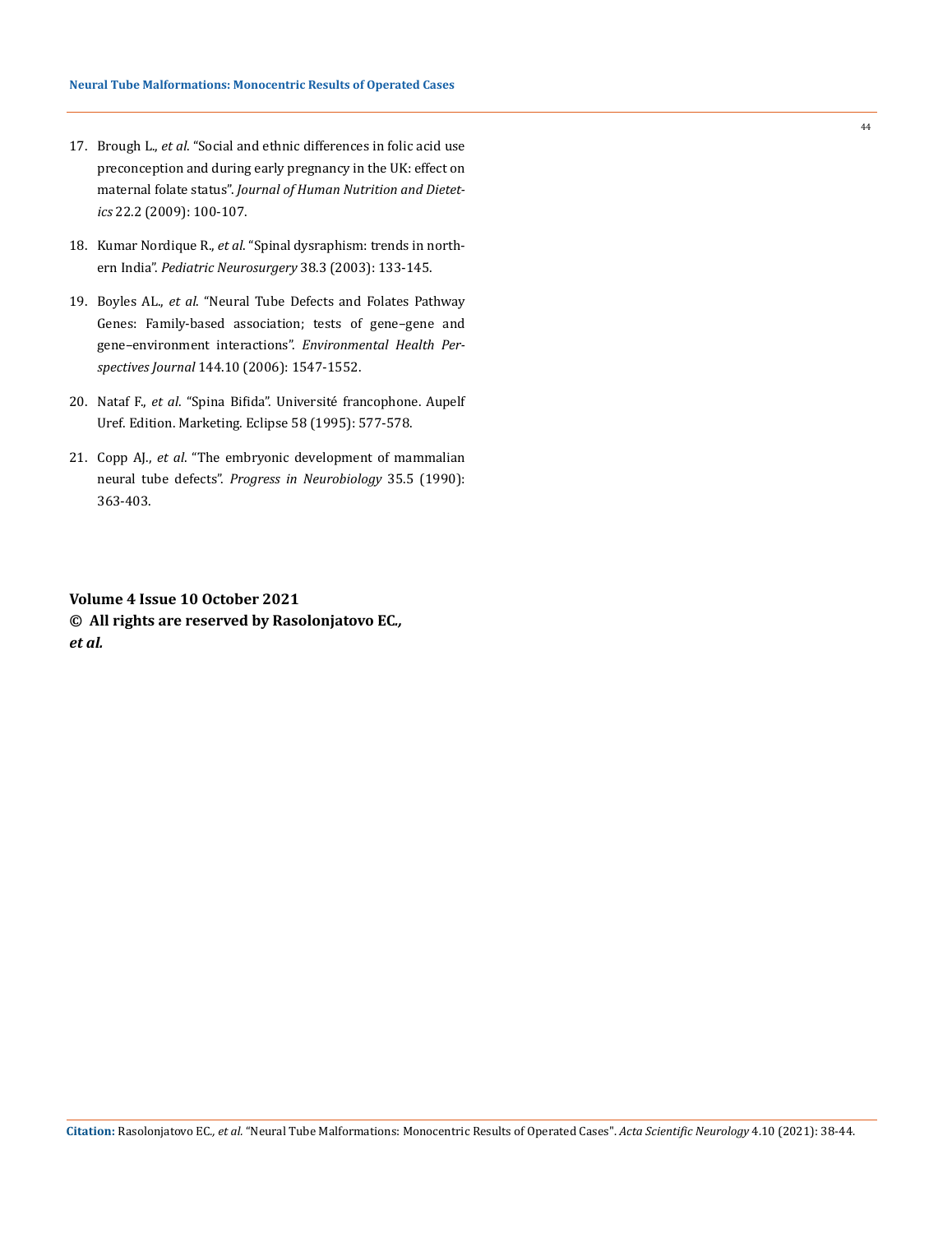17. Brough L., *et al*. "Social and ethnic differences in folic acid use preconception and during early pregnancy in the UK: effect on maternal folate status". *Journal of Human Nutrition and Dietetics* 22.2 (2009): 100-107.

18. Kumar Nordique R., *et al*. "Spinal dysraphism: trends in northern India". *Pediatric Neurosurgery* 38.3 (2003): 133-145.

19. Boyles AL., *et al*. "Neural Tube Defects and Folates Pathway Genes: Family-based association; tests of gene–gene and gene–environment interactions". *Environmental Health Perspectives Journal* 144.10 (2006): 1547-1552.

20. Nataf F., *et al*. "Spina Bifida". Université francophone. Aupelf Uref. Edition. Marketing. Eclipse 58 (1995): 577-578.

21. Copp AJ., *et al*. "The embryonic development of mammalian neural tube defects". *Progress in Neurobiology* 35.5 (1990): 363-403.

**Volume 4 Issue 10 October 2021**
**© All rights are reserved by Rasolonjatovo EC., *et al.***